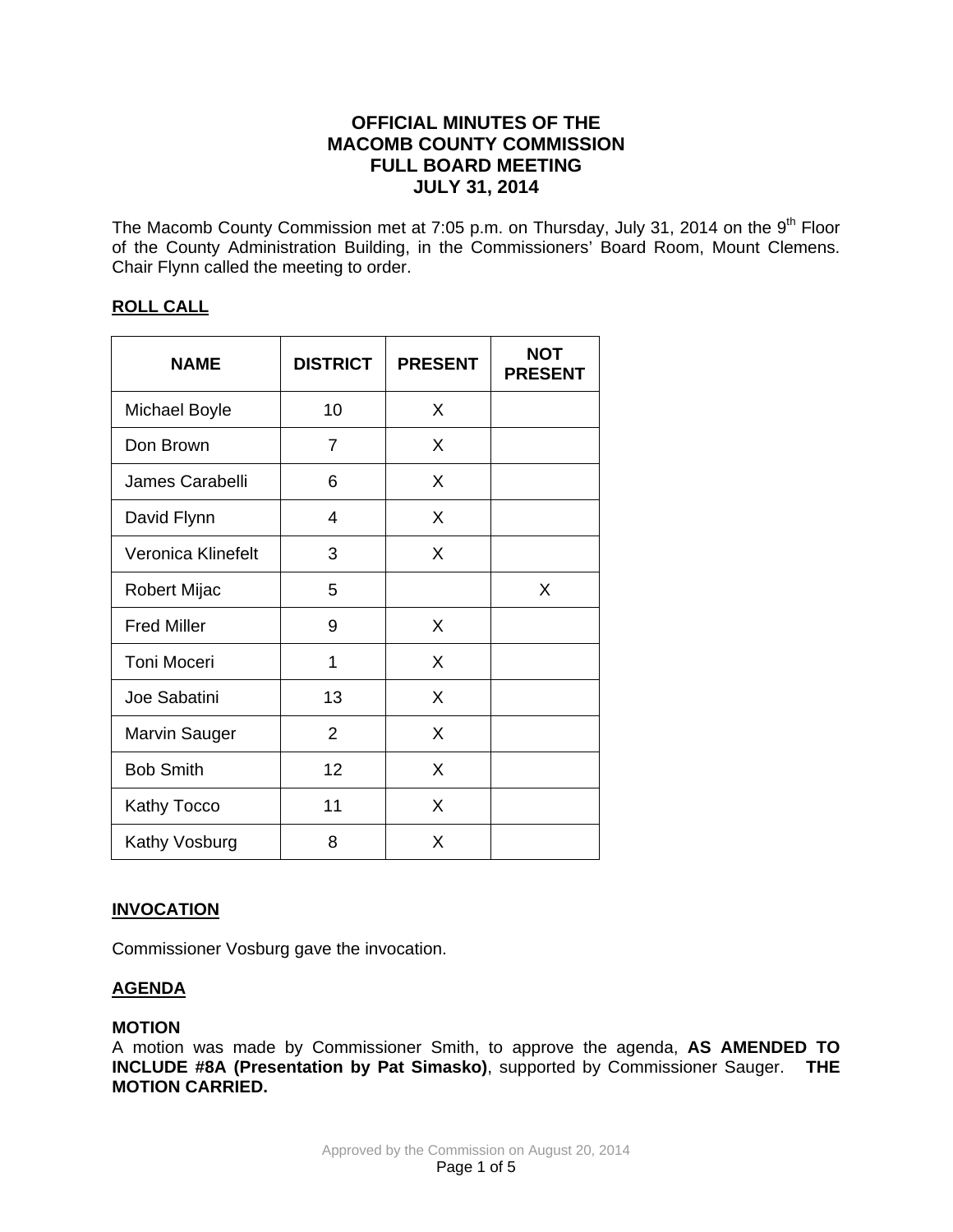# OFFICIAL MINUTES OF THE MACOMB COUNTY COMMISSION FULL BOARD MEETING JULY 31, 2014

The Macomb County Commission met at 7:05 p.m. on Thursday, July 31, 2014 on the 9th Floor of the County Administration Building, in the Commissioners' Board Room, Mount Clemens. Chair Flynn called the meeting to order.

## ROLL CALL

| NAME | DISTRICT | PRESENT | NOT PRESENT |
|---|---|---|---|
| Michael Boyle | 10 | X | |
| Don Brown | 7 | X | |
| James Carabelli | 6 | X | |
| David Flynn | 4 | X | |
| Veronica Klinefelt | 3 | X | |
| Robert Mijac | 5 | | X |
| Fred Miller | 9 | X | |
| Toni Moceri | 1 | X | |
| Joe Sabatini | 13 | X | |
| Marvin Sauger | 2 | X | |
| Bob Smith | 12 | X | |
| Kathy Tocco | 11 | X | |
| Kathy Vosburg | 8 | X | |

## INVOCATION

Commissioner Vosburg gave the invocation.

## AGENDA

**MOTION**

A motion was made by Commissioner Smith, to approve the agenda, **AS AMENDED TO INCLUDE #8A (Presentation by Pat Simasko)**, supported by Commissioner Sauger. **THE MOTION CARRIED.**

Approved by the Commission on August 20, 2014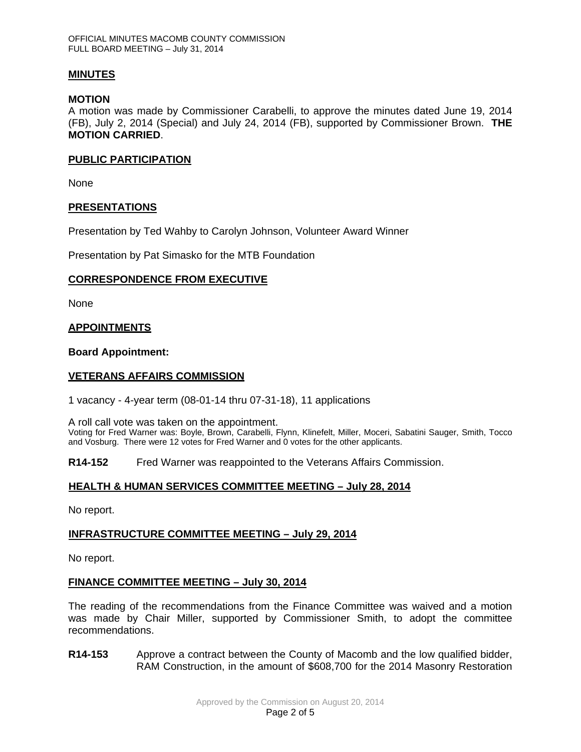## MINUTES

**MOTION**
A motion was made by Commissioner Carabelli, to approve the minutes dated June 19, 2014 (FB), July 2, 2014 (Special) and July 24, 2014 (FB), supported by Commissioner Brown. **THE MOTION CARRIED**.

## PUBLIC PARTICIPATION

None

## PRESENTATIONS

Presentation by Ted Wahby to Carolyn Johnson, Volunteer Award Winner

Presentation by Pat Simasko for the MTB Foundation

## CORRESPONDENCE FROM EXECUTIVE

None

## APPOINTMENTS

**Board Appointment:**

### VETERANS AFFAIRS COMMISSION

1 vacancy - 4-year term (08-01-14 thru 07-31-18), 11 applications

A roll call vote was taken on the appointment.
Voting for Fred Warner was: Boyle, Brown, Carabelli, Flynn, Klinefelt, Miller, Moceri, Sabatini Sauger, Smith, Tocco and Vosburg. There were 12 votes for Fred Warner and 0 votes for the other applicants.

**R14-152** Fred Warner was reappointed to the Veterans Affairs Commission.

## HEALTH & HUMAN SERVICES COMMITTEE MEETING – July 28, 2014

No report.

## INFRASTRUCTURE COMMITTEE MEETING – July 29, 2014

No report.

## FINANCE COMMITTEE MEETING – July 30, 2014

The reading of the recommendations from the Finance Committee was waived and a motion was made by Chair Miller, supported by Commissioner Smith, to adopt the committee recommendations.

**R14-153** Approve a contract between the County of Macomb and the low qualified bidder, RAM Construction, in the amount of $608,700 for the 2014 Masonry Restoration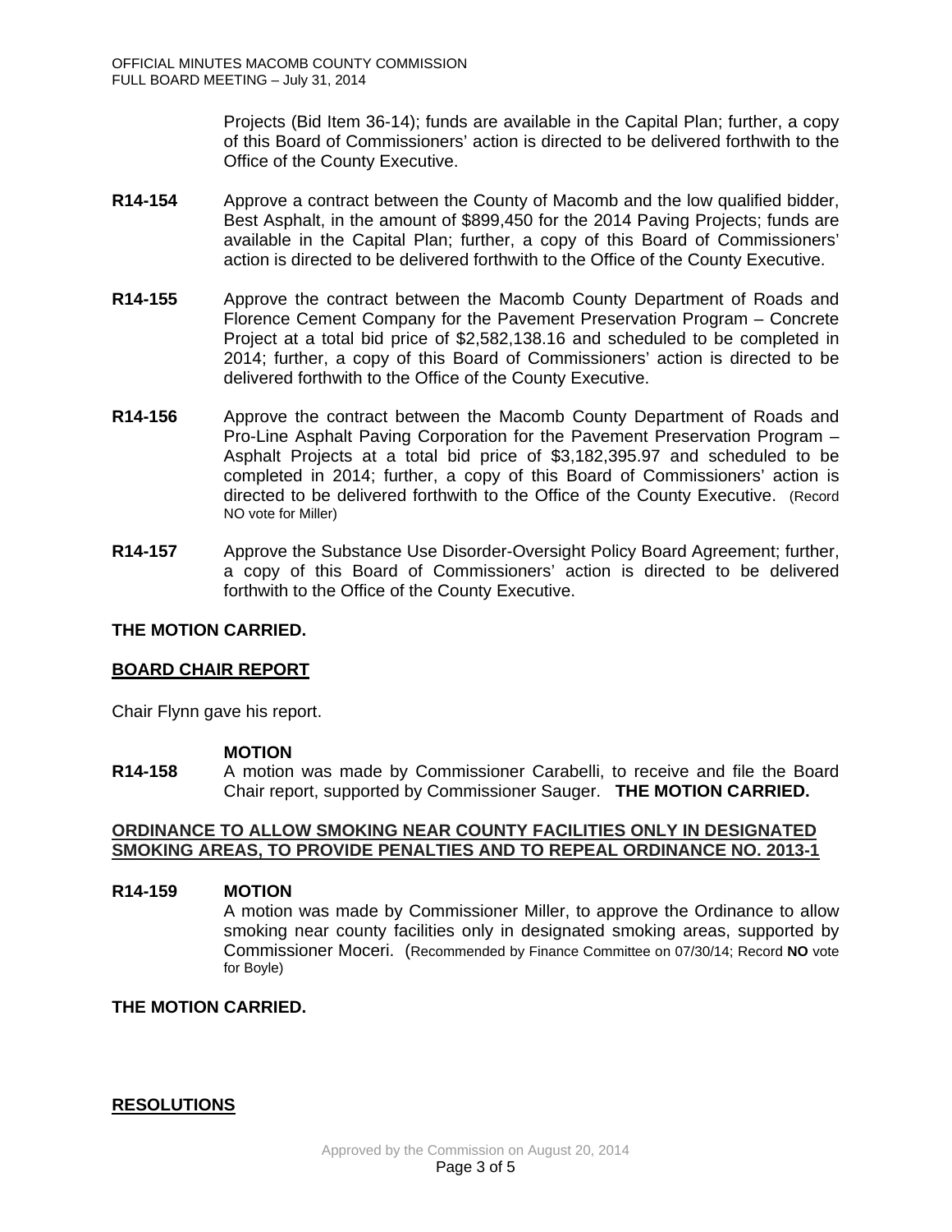Projects (Bid Item 36-14); funds are available in the Capital Plan; further, a copy of this Board of Commissioners' action is directed to be delivered forthwith to the Office of the County Executive.

**R14-154** Approve a contract between the County of Macomb and the low qualified bidder, Best Asphalt, in the amount of $899,450 for the 2014 Paving Projects; funds are available in the Capital Plan; further, a copy of this Board of Commissioners' action is directed to be delivered forthwith to the Office of the County Executive.

**R14-155** Approve the contract between the Macomb County Department of Roads and Florence Cement Company for the Pavement Preservation Program – Concrete Project at a total bid price of $2,582,138.16 and scheduled to be completed in 2014; further, a copy of this Board of Commissioners' action is directed to be delivered forthwith to the Office of the County Executive.

**R14-156** Approve the contract between the Macomb County Department of Roads and Pro-Line Asphalt Paving Corporation for the Pavement Preservation Program – Asphalt Projects at a total bid price of $3,182,395.97 and scheduled to be completed in 2014; further, a copy of this Board of Commissioners' action is directed to be delivered forthwith to the Office of the County Executive. (Record NO vote for Miller)

**R14-157** Approve the Substance Use Disorder-Oversight Policy Board Agreement; further, a copy of this Board of Commissioners' action is directed to be delivered forthwith to the Office of the County Executive.

**THE MOTION CARRIED.**

**BOARD CHAIR REPORT**

Chair Flynn gave his report.

**MOTION**

**R14-158** A motion was made by Commissioner Carabelli, to receive and file the Board Chair report, supported by Commissioner Sauger. **THE MOTION CARRIED.**

**ORDINANCE TO ALLOW SMOKING NEAR COUNTY FACILITIES ONLY IN DESIGNATED SMOKING AREAS, TO PROVIDE PENALTIES AND TO REPEAL ORDINANCE NO. 2013-1**

**R14-159** **MOTION**

A motion was made by Commissioner Miller, to approve the Ordinance to allow smoking near county facilities only in designated smoking areas, supported by Commissioner Moceri. (Recommended by Finance Committee on 07/30/14; Record **NO** vote for Boyle)

**THE MOTION CARRIED.**

**RESOLUTIONS**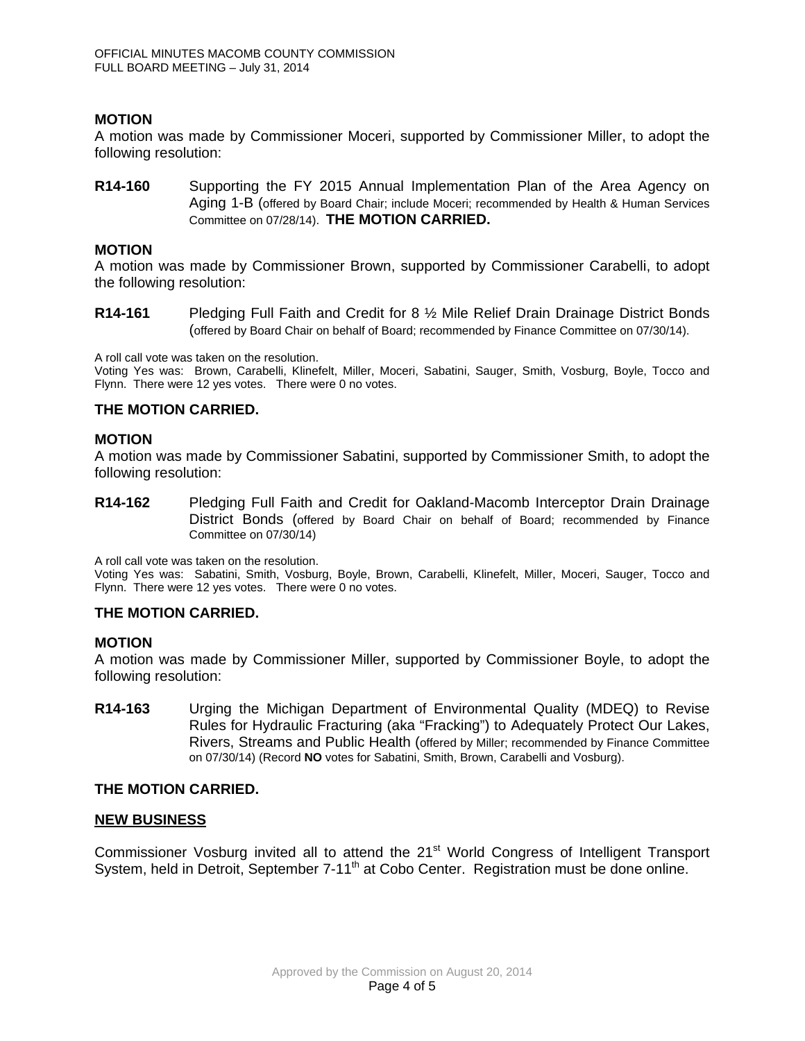**MOTION**

A motion was made by Commissioner Moceri, supported by Commissioner Miller, to adopt the following resolution:

**R14-160** Supporting the FY 2015 Annual Implementation Plan of the Area Agency on Aging 1-B (offered by Board Chair; include Moceri; recommended by Health & Human Services Committee on 07/28/14). **THE MOTION CARRIED.**

**MOTION**

A motion was made by Commissioner Brown, supported by Commissioner Carabelli, to adopt the following resolution:

**R14-161** Pledging Full Faith and Credit for 8 ½ Mile Relief Drain Drainage District Bonds (offered by Board Chair on behalf of Board; recommended by Finance Committee on 07/30/14).

A roll call vote was taken on the resolution.
Voting Yes was: Brown, Carabelli, Klinefelt, Miller, Moceri, Sabatini, Sauger, Smith, Vosburg, Boyle, Tocco and Flynn. There were 12 yes votes. There were 0 no votes.

**THE MOTION CARRIED.**

**MOTION**

A motion was made by Commissioner Sabatini, supported by Commissioner Smith, to adopt the following resolution:

**R14-162** Pledging Full Faith and Credit for Oakland-Macomb Interceptor Drain Drainage District Bonds (offered by Board Chair on behalf of Board; recommended by Finance Committee on 07/30/14)

A roll call vote was taken on the resolution.
Voting Yes was: Sabatini, Smith, Vosburg, Boyle, Brown, Carabelli, Klinefelt, Miller, Moceri, Sauger, Tocco and Flynn. There were 12 yes votes. There were 0 no votes.

**THE MOTION CARRIED.**

**MOTION**

A motion was made by Commissioner Miller, supported by Commissioner Boyle, to adopt the following resolution:

**R14-163** Urging the Michigan Department of Environmental Quality (MDEQ) to Revise Rules for Hydraulic Fracturing (aka "Fracking") to Adequately Protect Our Lakes, Rivers, Streams and Public Health (offered by Miller; recommended by Finance Committee on 07/30/14) (Record **NO** votes for Sabatini, Smith, Brown, Carabelli and Vosburg).

**THE MOTION CARRIED.**

**NEW BUSINESS**

Commissioner Vosburg invited all to attend the 21st World Congress of Intelligent Transport System, held in Detroit, September 7-11th at Cobo Center. Registration must be done online.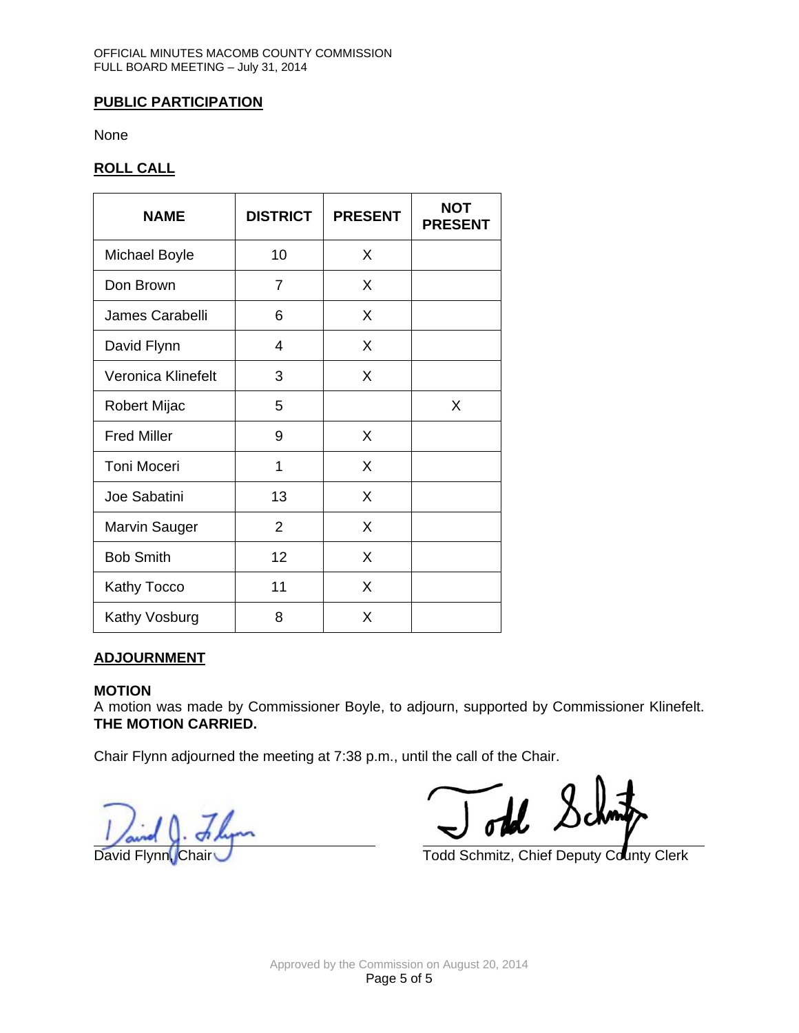## PUBLIC PARTICIPATION

None

## ROLL CALL

| NAME | DISTRICT | PRESENT | NOT PRESENT |
|---|---|---|---|
| Michael Boyle | 10 | X | |
| Don Brown | 7 | X | |
| James Carabelli | 6 | X | |
| David Flynn | 4 | X | |
| Veronica Klinefelt | 3 | X | |
| Robert Mijac | 5 | | X |
| Fred Miller | 9 | X | |
| Toni Moceri | 1 | X | |
| Joe Sabatini | 13 | X | |
| Marvin Sauger | 2 | X | |
| Bob Smith | 12 | X | |
| Kathy Tocco | 11 | X | |
| Kathy Vosburg | 8 | X | |

## ADJOURNMENT

**MOTION**
A motion was made by Commissioner Boyle, to adjourn, supported by Commissioner Klinefelt. **THE MOTION CARRIED.**

Chair Flynn adjourned the meeting at 7:38 p.m., until the call of the Chair.

David Flynn, Chair

Todd Schmitz, Chief Deputy County Clerk

Approved by the Commission on August 20, 2014